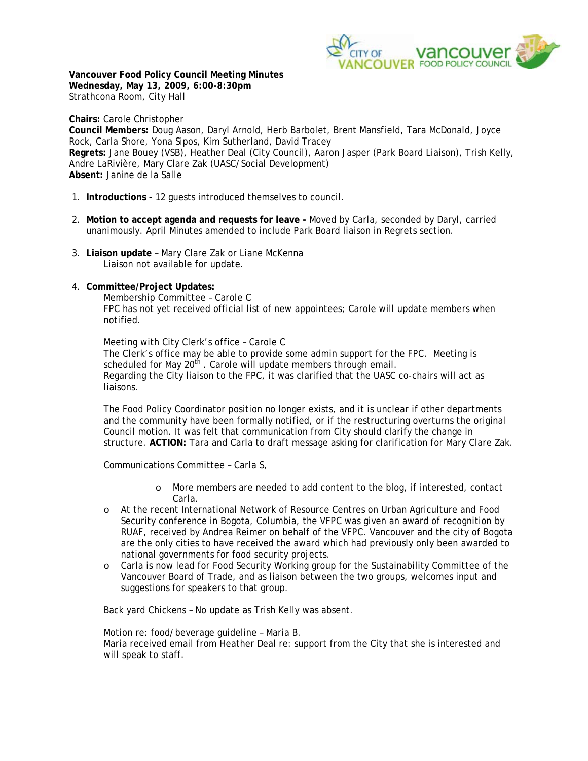**Vancouver Food Policy Council Meeting Minutes**
**Wednesday, May 13, 2009, 6:00-8:30pm**
Strathcona Room, City Hall

**Chairs:** Carole Christopher
**Council Members:** Doug Aason, Daryl Arnold, Herb Barbolet, Brent Mansfield, Tara McDonald, Joyce Rock, Carla Shore, Yona Sipos, Kim Sutherland, David Tracey
**Regrets:** Jane Bouey (VSB), Heather Deal (City Council), Aaron Jasper (Park Board Liaison), Trish Kelly, Andre LaRivière, Mary Clare Zak (UASC/Social Development)
**Absent:** Janine de la Salle

1. **Introductions -** 12 guests introduced themselves to council.

2. **Motion to accept agenda and requests for leave -** Moved by Carla, seconded by Daryl, carried unanimously. April Minutes amended to include Park Board liaison in Regrets section.

3. **Liaison update** – Mary Clare Zak or Liane McKenna
   Liaison not available for update.

4. **Committee/Project Updates:**
   Membership Committee – Carole C
   FPC has not yet received official list of new appointees; Carole will update members when notified.

   Meeting with City Clerk's office – Carole C
   The Clerk's office may be able to provide some admin support for the FPC. Meeting is scheduled for May 20th . Carole will update members through email.
   Regarding the City liaison to the FPC, it was clarified that the UASC co-chairs will act as liaisons.

   The Food Policy Coordinator position no longer exists, and it is unclear if other departments and the community have been formally notified, or if the restructuring overturns the original Council motion. It was felt that communication from City should clarify the change in structure. **ACTION:** Tara and Carla to draft message asking for clarification for Mary Clare Zak.

   Communications Committee – Carla S,

   - More members are needed to add content to the blog, if interested, contact Carla.
   - At the recent International Network of Resource Centres on Urban Agriculture and Food Security conference in Bogota, Columbia, the VFPC was given an award of recognition by RUAF, received by Andrea Reimer on behalf of the VFPC. Vancouver and the city of Bogota are the only cities to have received the award which had previously only been awarded to national governments for food security projects.
   - Carla is now lead for Food Security Working group for the Sustainability Committee of the Vancouver Board of Trade, and as liaison between the two groups, welcomes input and suggestions for speakers to that group.

   Back yard Chickens – No update as Trish Kelly was absent.

   Motion re: food/beverage guideline – Maria B.
   Maria received email from Heather Deal re: support from the City that she is interested and will speak to staff.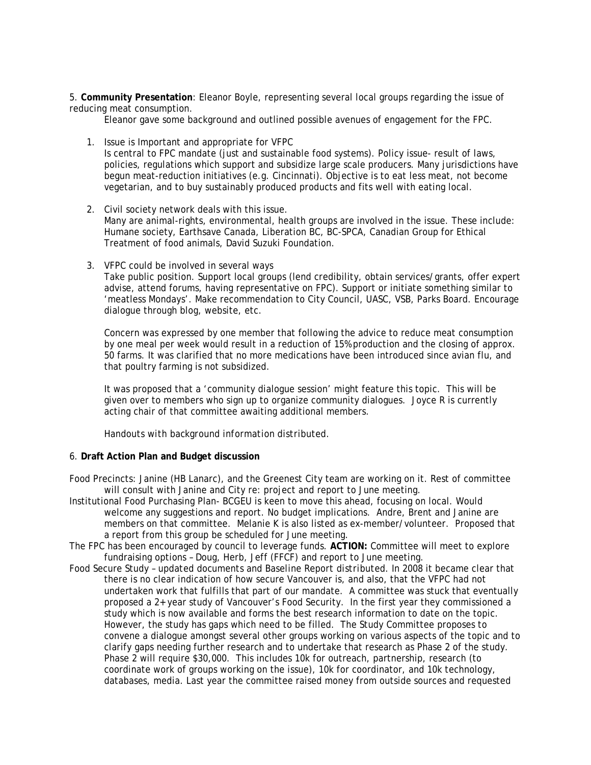5. **Community Presentation**: Eleanor Boyle, representing several local groups regarding the issue of reducing meat consumption.

Eleanor gave some background and outlined possible avenues of engagement for the FPC.

1. Issue is Important and appropriate for VFPC
   Is central to FPC mandate (just and sustainable food systems). Policy issue- result of laws, policies, regulations which support and subsidize large scale producers. Many jurisdictions have begun meat-reduction initiatives (e.g. Cincinnati). Objective is to eat less meat, not become vegetarian, and to buy sustainably produced products and fits well with eating local.

2. Civil society network deals with this issue.
   Many are animal-rights, environmental, health groups are involved in the issue. These include: Humane society, Earthsave Canada, Liberation BC, BC-SPCA, Canadian Group for Ethical Treatment of food animals, David Suzuki Foundation.

3. VFPC could be involved in several ways
   Take public position. Support local groups (lend credibility, obtain services/grants, offer expert advise, attend forums, having representative on FPC). Support or initiate something similar to 'meatless Mondays'. Make recommendation to City Council, UASC, VSB, Parks Board. Encourage dialogue through blog, website, etc.

   Concern was expressed by one member that following the advice to reduce meat consumption by one meal per week would result in a reduction of 15% production and the closing of approx. 50 farms. It was clarified that no more medications have been introduced since avian flu, and that poultry farming is not subsidized.

   It was proposed that a 'community dialogue session' might feature this topic. This will be given over to members who sign up to organize community dialogues. Joyce R is currently acting chair of that committee awaiting additional members.

   *Handouts with background information distributed.*

6. **Draft Action Plan and Budget discussion**

Food Precincts: Janine (HB Lanarc), and the Greenest City team are working on it. Rest of committee will consult with Janine and City re: project and report to June meeting.

Institutional Food Purchasing Plan- BCGEU is keen to move this ahead, focusing on local. Would welcome any suggestions and report. No budget implications. Andre, Brent and Janine are members on that committee. Melanie K is also listed as ex-member/volunteer. Proposed that a report from this group be scheduled for June meeting.

The FPC has been encouraged by council to leverage funds. **ACTION:** Committee will meet to explore fundraising options – Doug, Herb, Jeff (FFCF) and report to June meeting.

Food Secure Study – *updated documents and Baseline Report distributed*. In 2008 it became clear that there is no clear indication of how secure Vancouver is, and also, that the VFPC had not undertaken work that fulfills that part of our mandate. A committee was stuck that eventually proposed a 2+ year study of Vancouver's Food Security. In the first year they commissioned a study which is now available and forms the best research information to date on the topic. However, the study has gaps which need to be filled. The Study Committee proposes to convene a dialogue amongst several other groups working on various aspects of the topic and to clarify gaps needing further research and to undertake that research as Phase 2 of the study. Phase 2 will require $30,000. This includes 10k for outreach, partnership, research (to coordinate work of groups working on the issue), 10k for coordinator, and 10k technology, databases, media. Last year the committee raised money from outside sources and requested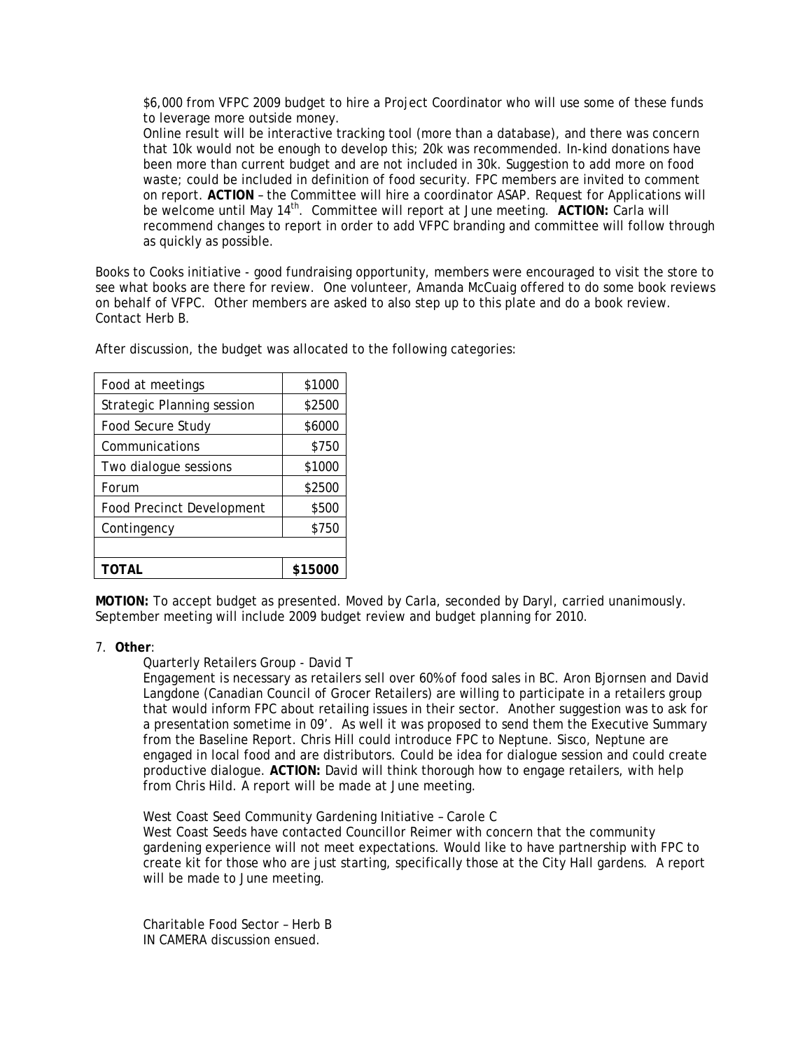$6,000 from VFPC 2009 budget to hire a Project Coordinator who will use some of these funds to leverage more outside money.

Online result will be interactive tracking tool (more than a database), and there was concern that 10k would not be enough to develop this; 20k was recommended. In-kind donations have been more than current budget and are not included in 30k. Suggestion to add more on food waste; could be included in definition of food security. FPC members are invited to comment on report. **ACTION** – the Committee will hire a coordinator ASAP. Request for Applications will be welcome until May 14th. Committee will report at June meeting. **ACTION:** Carla will recommend changes to report in order to add VFPC branding and committee will follow through as quickly as possible.

Books to Cooks initiative - good fundraising opportunity, members were encouraged to visit the store to see what books are there for review. One volunteer, Amanda McCuaig offered to do some book reviews on behalf of VFPC. Other members are asked to also step up to this plate and do a book review. Contact Herb B.

After discussion, the budget was allocated to the following categories:

| | |
|---|---|
| Food at meetings | $1000 |
| Strategic Planning session | $2500 |
| Food Secure Study | $6000 |
| Communications | $750 |
| Two dialogue sessions | $1000 |
| Forum | $2500 |
| Food Precinct Development | $500 |
| Contingency | $750 |
| | |
| **TOTAL** | **$15000** |

**MOTION:** To accept budget as presented. Moved by Carla, seconded by Daryl, carried unanimously. September meeting will include 2009 budget review and budget planning for 2010.

7. **Other**:

   Quarterly Retailers Group - David T

   Engagement is necessary as retailers sell over 60% of food sales in BC. Aron Bjornsen and David Langdone (Canadian Council of Grocer Retailers) are willing to participate in a retailers group that would inform FPC about retailing issues in their sector. Another suggestion was to ask for a presentation sometime in 09'. As well it was proposed to send them the Executive Summary from the Baseline Report. Chris Hill could introduce FPC to Neptune. Sisco, Neptune are engaged in local food and are distributors. Could be idea for dialogue session and could create productive dialogue. **ACTION:** David will think thorough how to engage retailers, with help from Chris Hild. A report will be made at June meeting.

   West Coast Seed Community Gardening Initiative – Carole C

   West Coast Seeds have contacted Councillor Reimer with concern that the community gardening experience will not meet expectations. Would like to have partnership with FPC to create kit for those who are just starting, specifically those at the City Hall gardens. A report will be made to June meeting.

   Charitable Food Sector – Herb B

   IN CAMERA discussion ensued.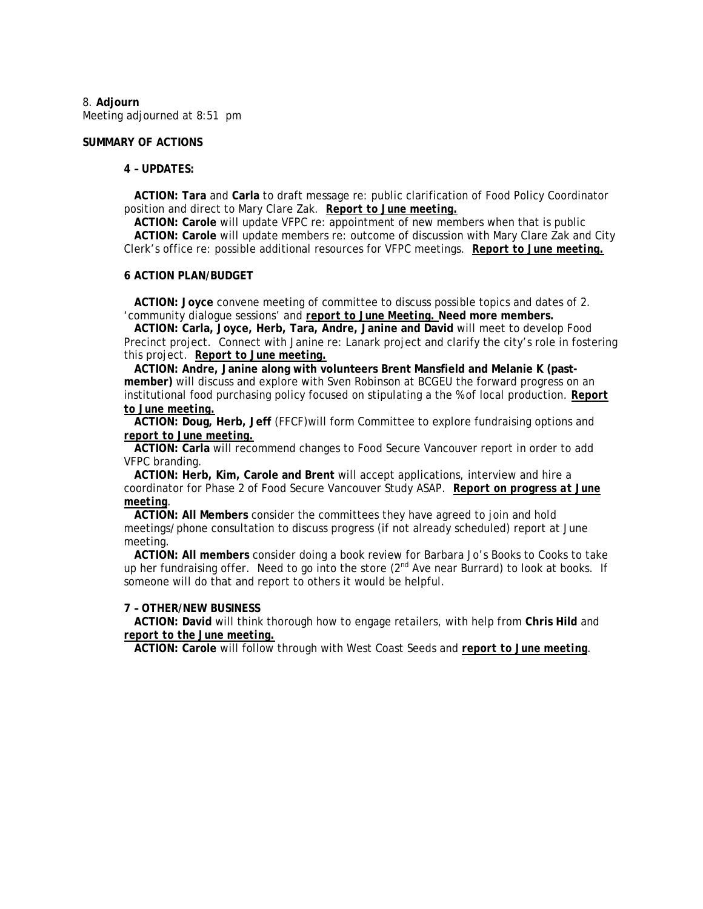8. **Adjourn**
Meeting adjourned at 8:51 pm

**SUMMARY OF ACTIONS**

**4 – UPDATES:**

**ACTION: Tara** and **Carla** to draft message re: public clarification of Food Policy Coordinator position and direct to Mary Clare Zak. ***Report to June meeting.***

**ACTION: Carole** will update VFPC re: appointment of new members when that is public

**ACTION: Carole** will update members re: outcome of discussion with Mary Clare Zak and City Clerk's office re: possible additional resources for VFPC meetings. ***Report to June meeting.***

**6 ACTION PLAN/BUDGET**

**ACTION: Joyce** convene meeting of committee to discuss possible topics and dates of 2. 'community dialogue sessions' and ***report to June Meeting.*** **Need more members.**

**ACTION: Carla, Joyce, Herb, Tara, Andre, Janine and David** will meet to develop Food Precinct project. Connect with Janine re: Lanark project and clarify the city's role in fostering this project. ***Report to June meeting.***

**ACTION: Andre, Janine along with volunteers Brent Mansfield and Melanie K (past-member)** will discuss and explore with Sven Robinson at BCGEU the forward progress on an institutional food purchasing policy focused on stipulating a the % of local production. ***Report to June meeting.***

**ACTION: Doug, Herb, Jeff** (FFCF)will form Committee to explore fundraising options and ***report to June meeting.***

**ACTION: Carla** will recommend changes to Food Secure Vancouver report in order to add VFPC branding.

**ACTION: Herb, Kim, Carole and Brent** will accept applications, interview and hire a coordinator for Phase 2 of Food Secure Vancouver Study ASAP. ***Report on progress at June meeting***.

**ACTION: All Members** consider the committees they have agreed to join and hold meetings/phone consultation to discuss progress (if not already scheduled) report at June meeting.

**ACTION: All members** consider doing a book review for Barbara Jo's Books to Cooks to take up her fundraising offer. Need to go into the store (2nd Ave near Burrard) to look at books. If someone will do that and report to others it would be helpful.

**7 – OTHER/NEW BUSINESS**

**ACTION: David** will think thorough how to engage retailers, with help from **Chris Hild** and ***report to the June meeting.***

**ACTION: Carole** will follow through with West Coast Seeds and ***report to June meeting***.